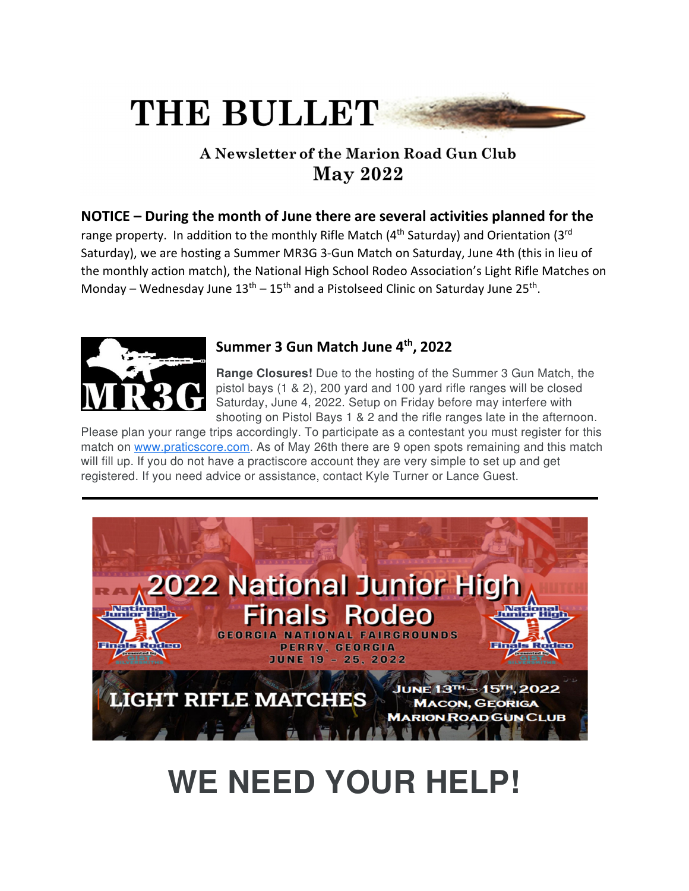# THE BULLET

**A Newsletter of the Marion Road Gun Club**

**May 2022**

**NOTICE – During the month of June there are several activities planned for the** range property. In addition to the monthly Rifle Match (4th Saturday) and Orientation (3rd Saturday), we are hosting a Summer MR3G 3-Gun Match on Saturday, June 4th (this in lieu of the monthly action match), the National High School Rodeo Association's Light Rifle Matches on Monday – Wednesday June 13th – 15th and a Pistolseed Clinic on Saturday June 25th.

MR3G

## Summer 3 Gun Match June 4th, 2022

**Range Closures!** Due to the hosting of the Summer 3 Gun Match, the pistol bays (1 & 2), 200 yard and 100 yard rifle ranges will be closed Saturday, June 4, 2022. Setup on Friday before may interfere with shooting on Pistol Bays 1 & 2 and the rifle ranges late in the afternoon. Please plan your range trips accordingly. To participate as a contestant you must register for this match on [www.praticscore.com](www.praticscore.com). As of May 26th there are 9 open spots remaining and this match will fill up. If you do not have a practiscore account they are very simple to set up and get registered. If you need advice or assistance, contact Kyle Turner or Lance Guest.

---

2022 National Junior High Finals Rodeo
GEORGIA NATIONAL FAIRGROUNDS
PERRY, GEORGIA
JUNE 19 – 25, 2022

LIGHT RIFLE MATCHES
JUNE 13TH – 15TH, 2022
MACON, GEORIGA
MARION ROAD GUN CLUB

# WE NEED YOUR HELP!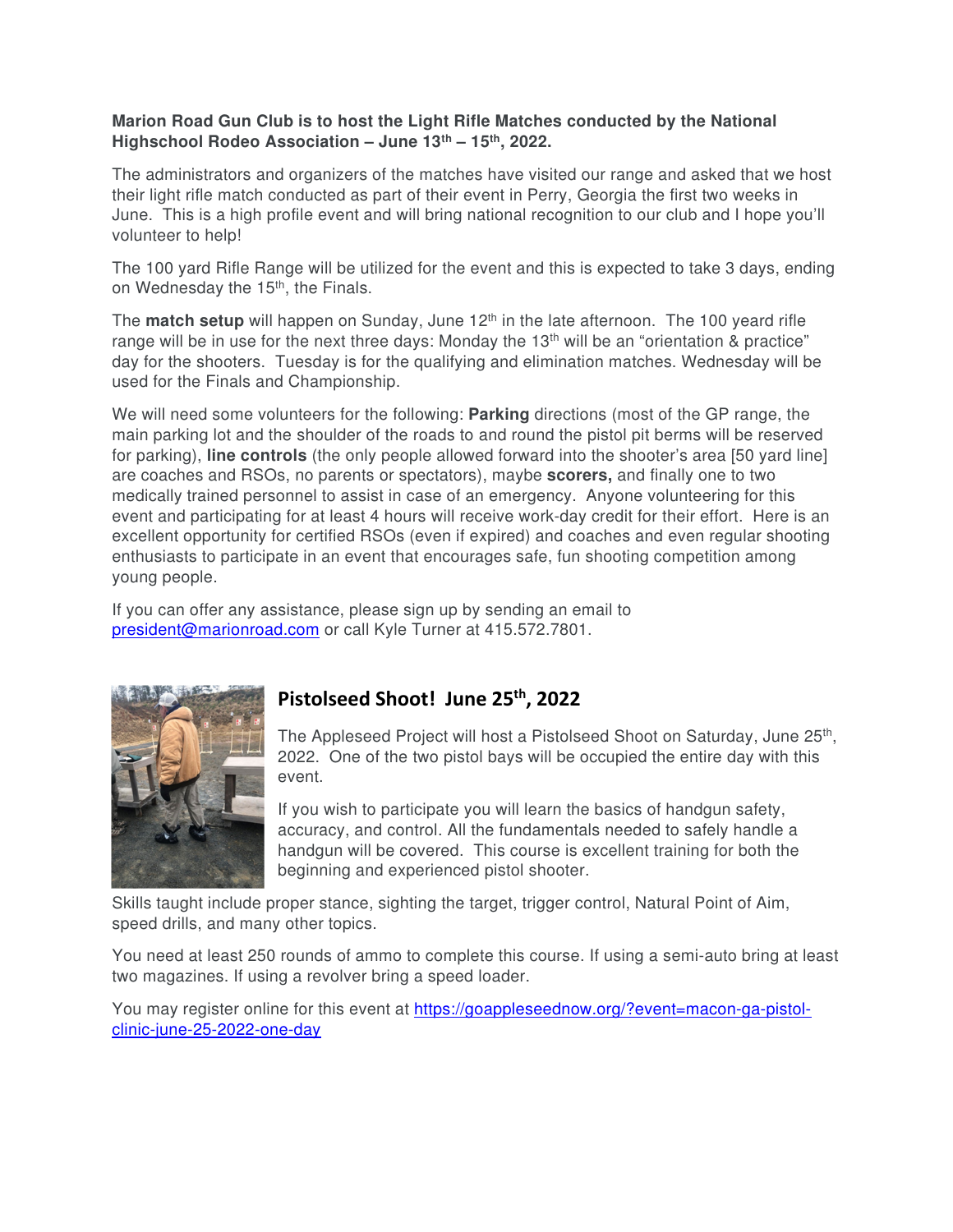**Marion Road Gun Club is to host the Light Rifle Matches conducted by the National Highschool Rodeo Association – June 13th – 15th, 2022.**

The administrators and organizers of the matches have visited our range and asked that we host their light rifle match conducted as part of their event in Perry, Georgia the first two weeks in June. This is a high profile event and will bring national recognition to our club and I hope you'll volunteer to help!

The 100 yard Rifle Range will be utilized for the event and this is expected to take 3 days, ending on Wednesday the 15th, the Finals.

The **match setup** will happen on Sunday, June 12th in the late afternoon. The 100 yeard rifle range will be in use for the next three days: Monday the 13th will be an "orientation & practice" day for the shooters. Tuesday is for the qualifying and elimination matches. Wednesday will be used for the Finals and Championship.

We will need some volunteers for the following: **Parking** directions (most of the GP range, the main parking lot and the shoulder of the roads to and round the pistol pit berms will be reserved for parking), **line controls** (the only people allowed forward into the shooter's area [50 yard line] are coaches and RSOs, no parents or spectators), maybe **scorers,** and finally one to two medically trained personnel to assist in case of an emergency. Anyone volunteering for this event and participating for at least 4 hours will receive work-day credit for their effort. Here is an excellent opportunity for certified RSOs (even if expired) and coaches and even regular shooting enthusiasts to participate in an event that encourages safe, fun shooting competition among young people.

If you can offer any assistance, please sign up by sending an email to president@marionroad.com or call Kyle Turner at 415.572.7801.

## Pistolseed Shoot! June 25th, 2022

The Appleseed Project will host a Pistolseed Shoot on Saturday, June 25th, 2022. One of the two pistol bays will be occupied the entire day with this event.

If you wish to participate you will learn the basics of handgun safety, accuracy, and control. All the fundamentals needed to safely handle a handgun will be covered. This course is excellent training for both the beginning and experienced pistol shooter.

Skills taught include proper stance, sighting the target, trigger control, Natural Point of Aim, speed drills, and many other topics.

You need at least 250 rounds of ammo to complete this course. If using a semi-auto bring at least two magazines. If using a revolver bring a speed loader.

You may register online for this event at https://goappleseednow.org/?event=macon-ga-pistol-clinic-june-25-2022-one-day